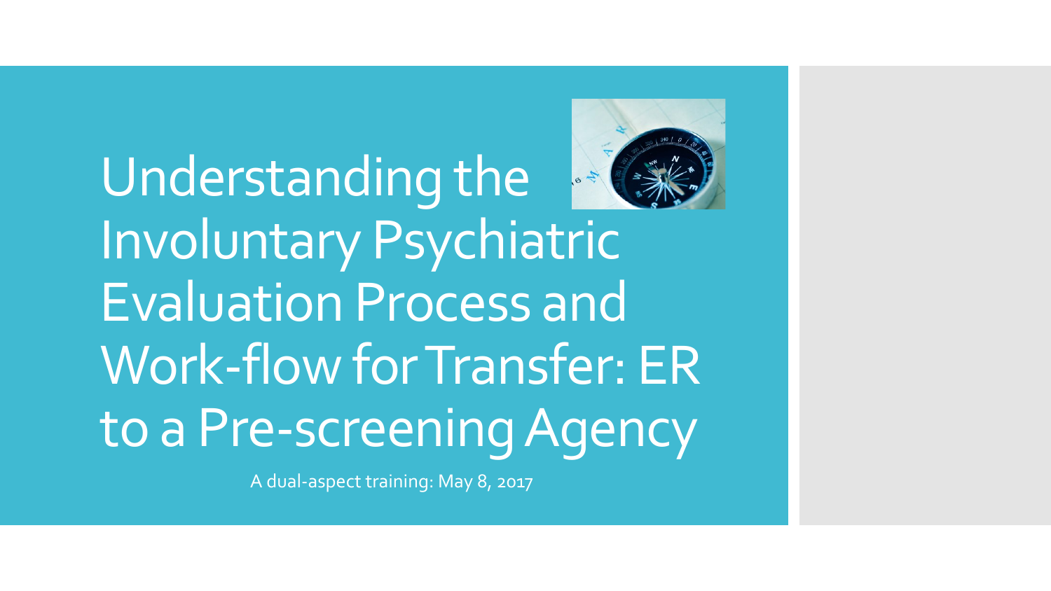# Understanding the Involuntary Psychiatric Evaluation Process and Work-flow for Transfer: ER to a Pre-screening Agency

A dual-aspect training: May 8, 2017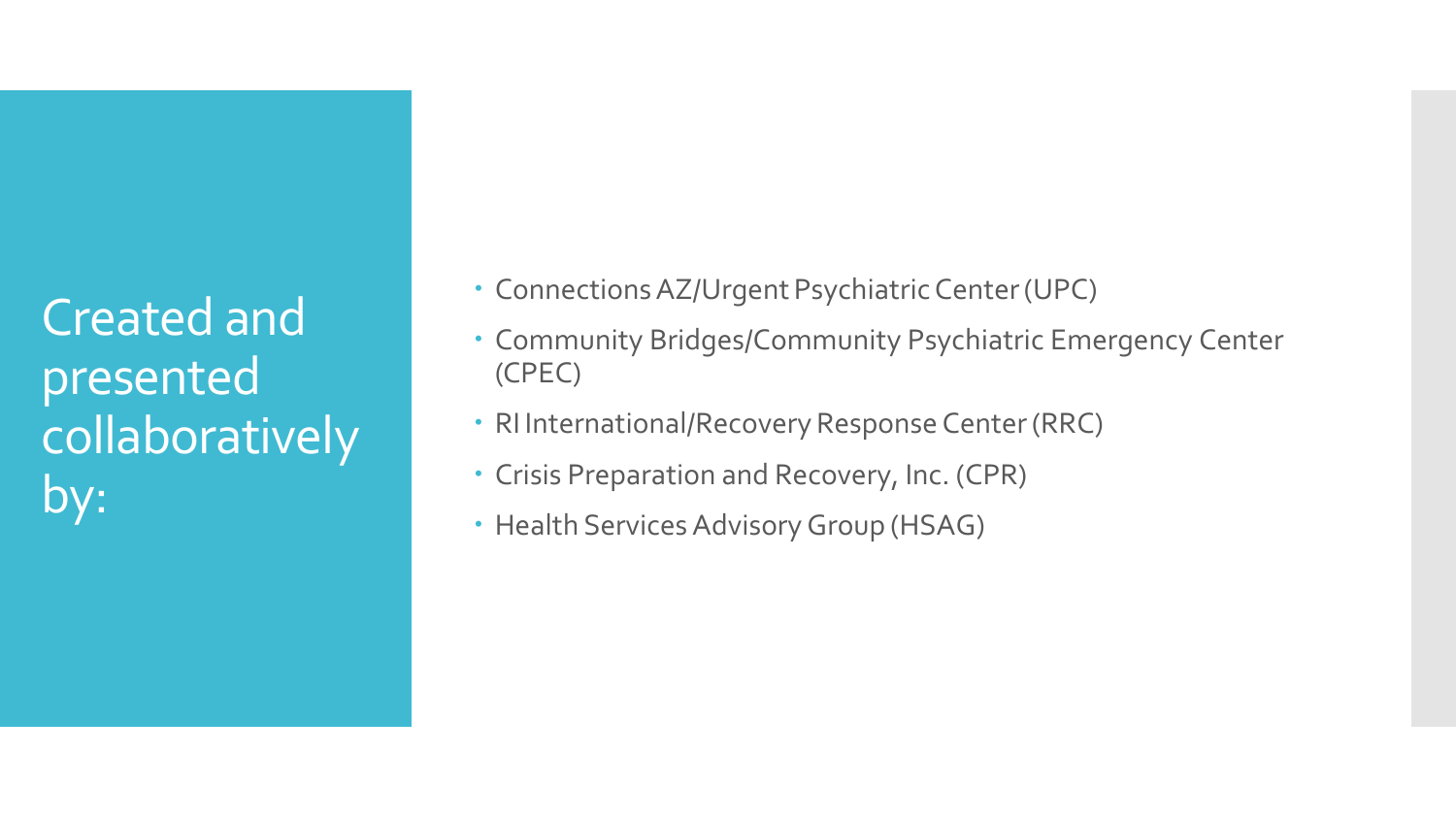## Created and presented collaboratively by:

- Connections AZ/Urgent Psychiatric Center (UPC)
- Community Bridges/Community Psychiatric Emergency Center (CPEC)
- RI International/Recovery Response Center (RRC)
- Crisis Preparation and Recovery, Inc. (CPR)
- Health Services Advisory Group (HSAG)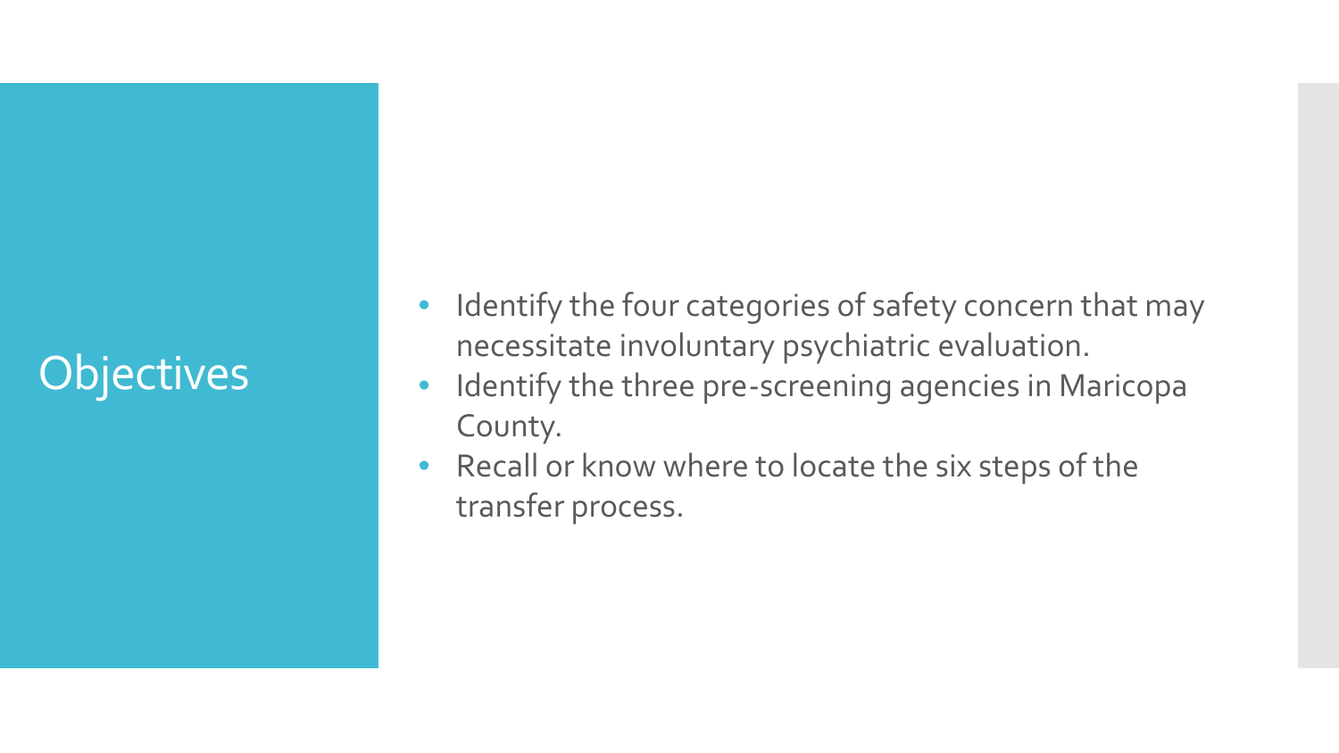## Objectives

- Identify the four categories of safety concern that may necessitate involuntary psychiatric evaluation.
- Identify the three pre-screening agencies in Maricopa County.
- Recall or know where to locate the six steps of the transfer process.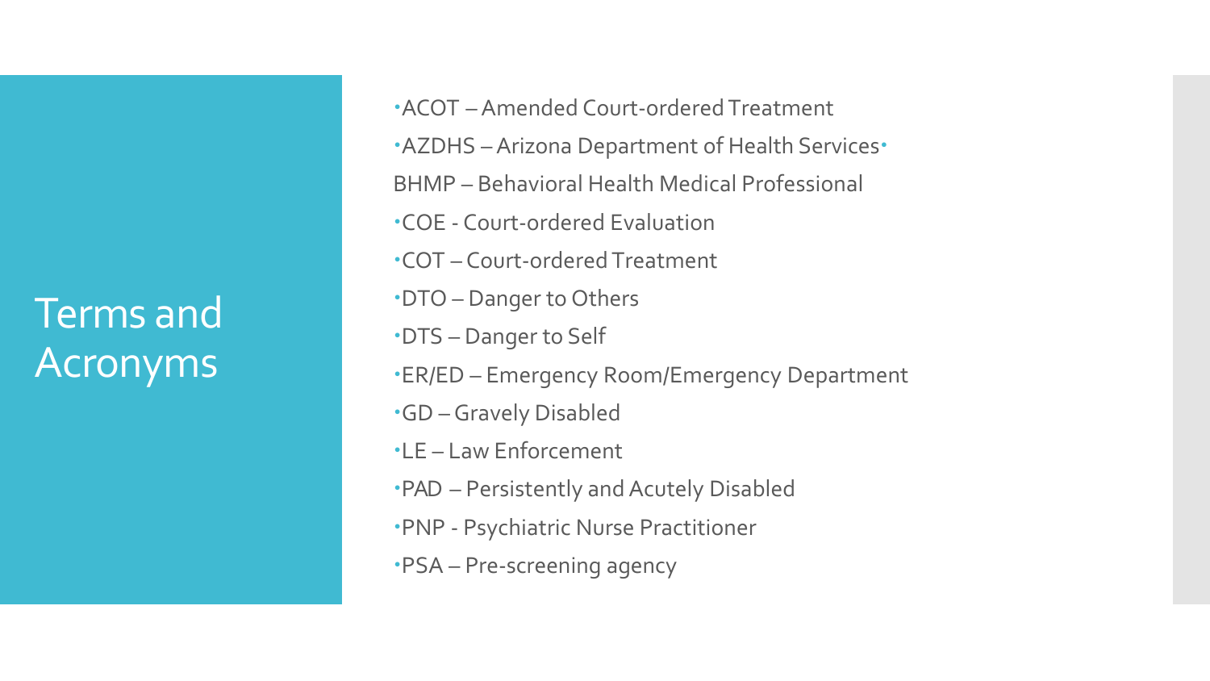# Terms and Acronyms

- ACOT – Amended Court-ordered Treatment
- AZDHS – Arizona Department of Health Services
- BHMP – Behavioral Health Medical Professional
- COE - Court-ordered Evaluation
- COT – Court-ordered Treatment
- DTO – Danger to Others
- DTS – Danger to Self
- ER/ED – Emergency Room/Emergency Department
- GD – Gravely Disabled
- LE – Law Enforcement
- PAD – Persistently and Acutely Disabled
- PNP - Psychiatric Nurse Practitioner
- PSA – Pre-screening agency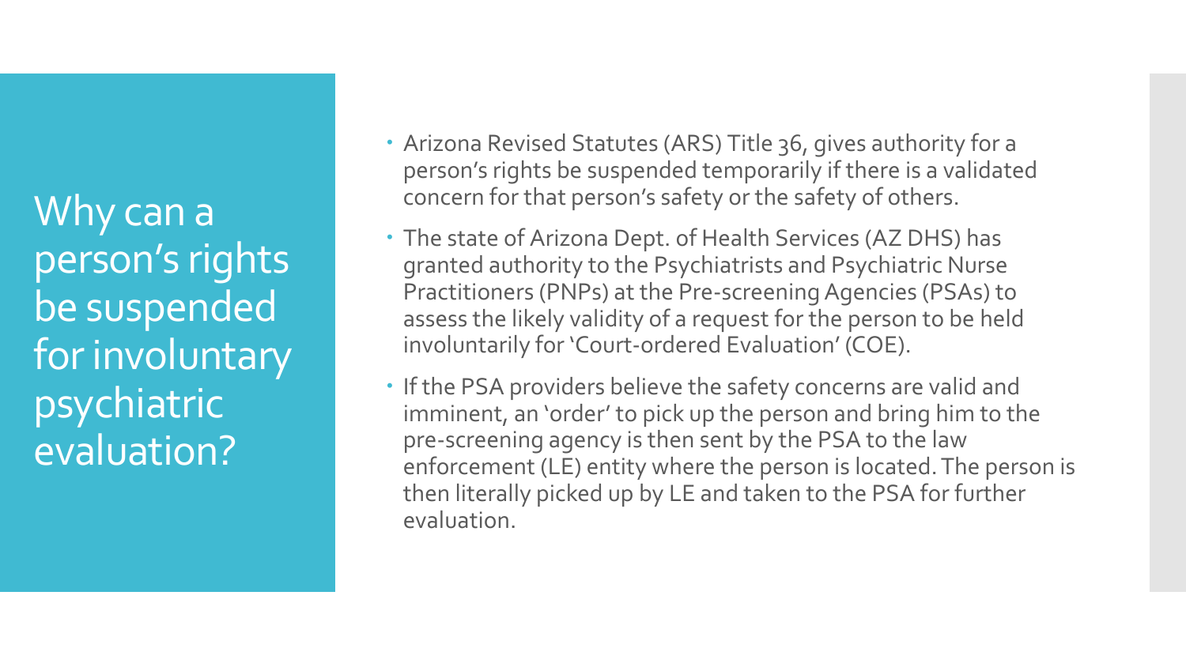# Why can a person's rights be suspended for involuntary psychiatric evaluation?

- Arizona Revised Statutes (ARS) Title 36, gives authority for a person's rights be suspended temporarily if there is a validated concern for that person's safety or the safety of others.
- The state of Arizona Dept. of Health Services (AZ DHS) has granted authority to the Psychiatrists and Psychiatric Nurse Practitioners (PNPs) at the Pre-screening Agencies (PSAs) to assess the likely validity of a request for the person to be held involuntarily for 'Court-ordered Evaluation' (COE).
- If the PSA providers believe the safety concerns are valid and imminent, an 'order' to pick up the person and bring him to the pre-screening agency is then sent by the PSA to the law enforcement (LE) entity where the person is located. The person is then literally picked up by LE and taken to the PSA for further evaluation.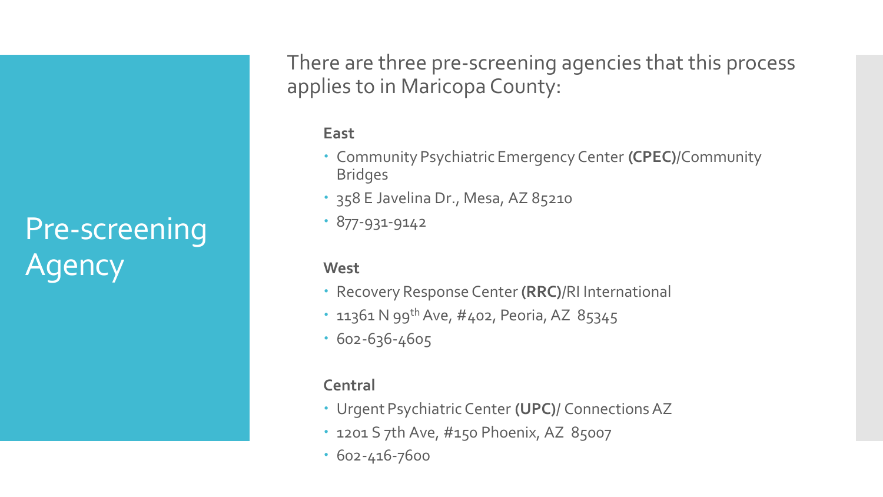# Pre-screening Agency

There are three pre-screening agencies that this process applies to in Maricopa County:

**East**

- Community Psychiatric Emergency Center **(CPEC)**/Community Bridges
- 358 E Javelina Dr., Mesa, AZ 85210
- 877-931-9142

**West**

- Recovery Response Center **(RRC)**/RI International
- 11361 N 99th Ave, #402, Peoria, AZ 85345
- 602-636-4605

**Central**

- Urgent Psychiatric Center **(UPC)**/ Connections AZ
- 1201 S 7th Ave, #150 Phoenix, AZ 85007
- 602-416-7600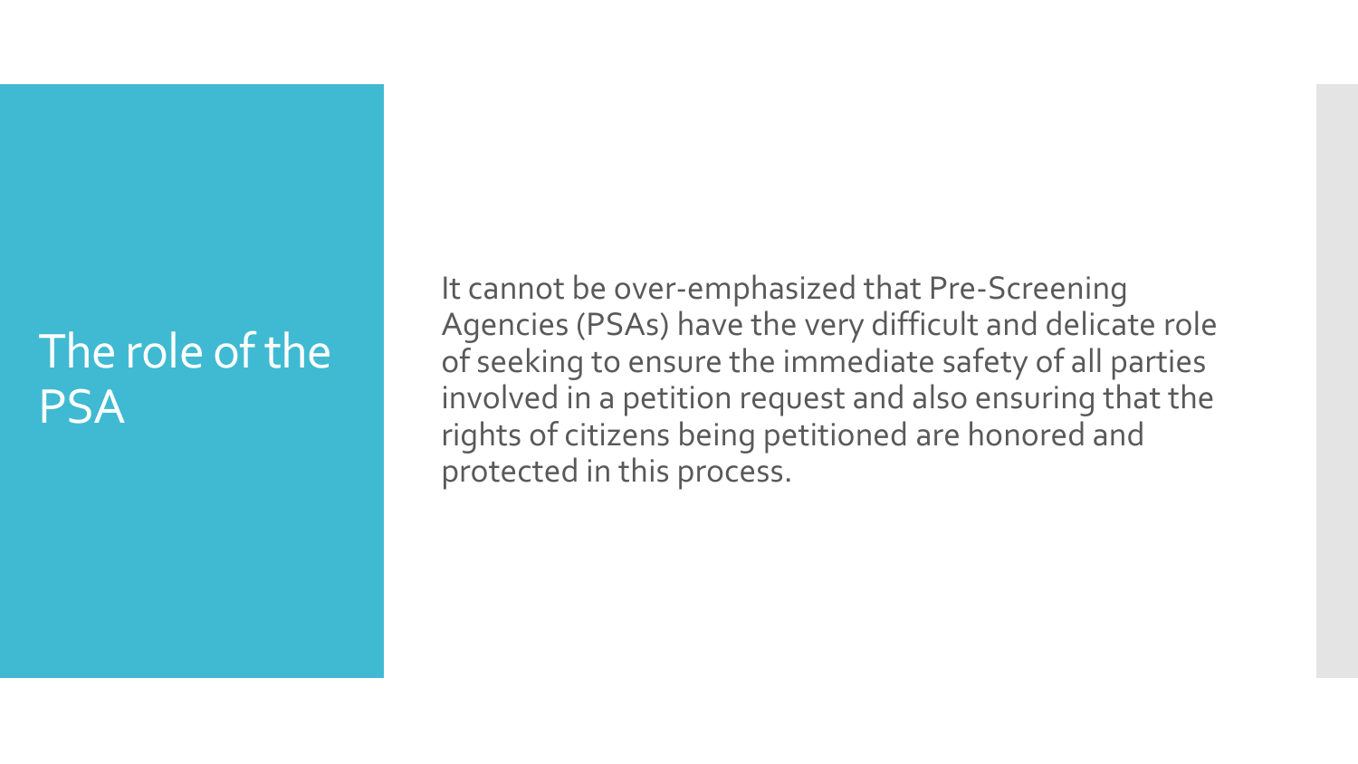# The role of the PSA

It cannot be over-emphasized that Pre-Screening Agencies (PSAs) have the very difficult and delicate role of seeking to ensure the immediate safety of all parties involved in a petition request and also ensuring that the rights of citizens being petitioned are honored and protected in this process.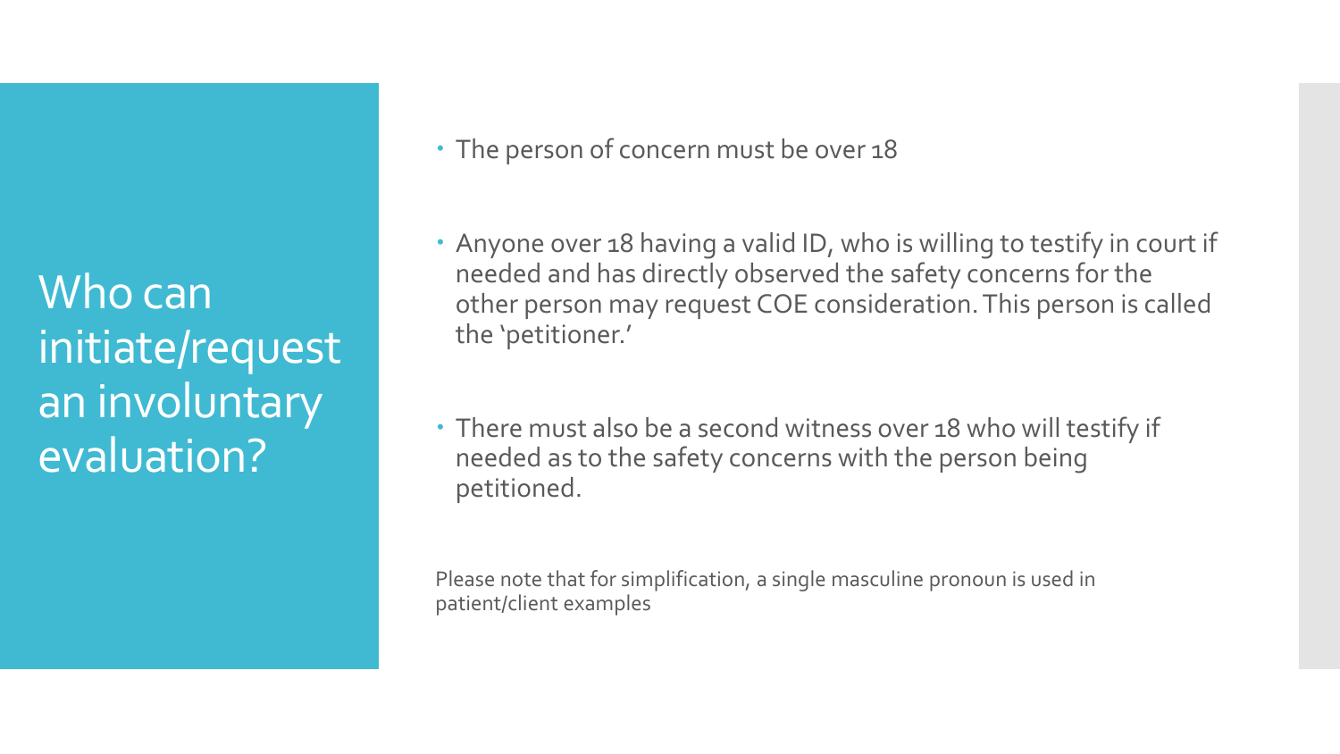# Who can initiate/request an involuntary evaluation?

- The person of concern must be over 18
- Anyone over 18 having a valid ID, who is willing to testify in court if needed and has directly observed the safety concerns for the other person may request COE consideration. This person is called the 'petitioner.'
- There must also be a second witness over 18 who will testify if needed as to the safety concerns with the person being petitioned.

Please note that for simplification, a single masculine pronoun is used in patient/client examples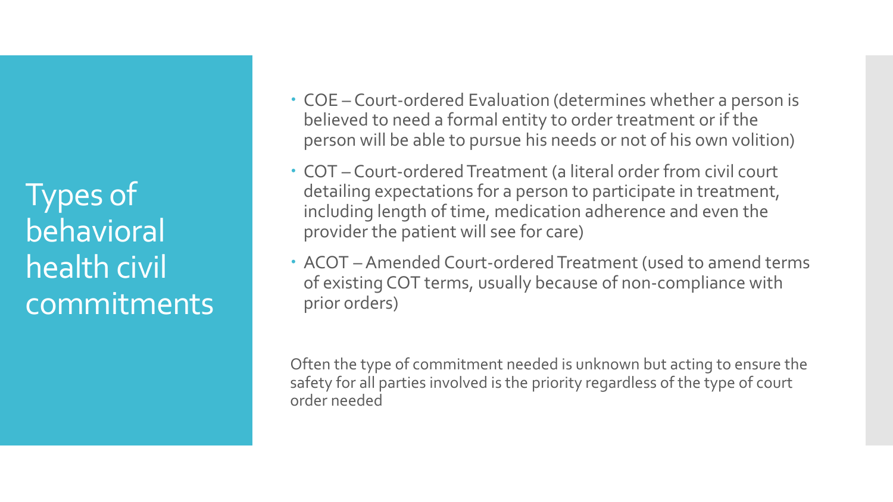# Types of behavioral health civil commitments

- COE – Court-ordered Evaluation (determines whether a person is believed to need a formal entity to order treatment or if the person will be able to pursue his needs or not of his own volition)
- COT – Court-ordered Treatment (a literal order from civil court detailing expectations for a person to participate in treatment, including length of time, medication adherence and even the provider the patient will see for care)
- ACOT – Amended Court-ordered Treatment (used to amend terms of existing COT terms, usually because of non-compliance with prior orders)

Often the type of commitment needed is unknown but acting to ensure the safety for all parties involved is the priority regardless of the type of court order needed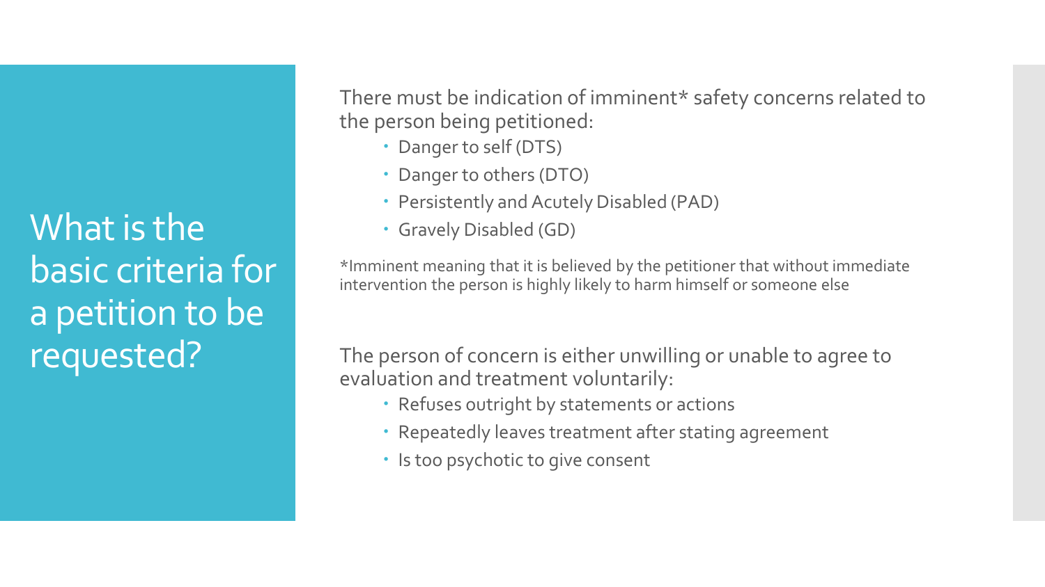# What is the basic criteria for a petition to be requested?

There must be indication of imminent* safety concerns related to the person being petitioned:

- Danger to self (DTS)
- Danger to others (DTO)
- Persistently and Acutely Disabled (PAD)
- Gravely Disabled (GD)

*Imminent meaning that it is believed by the petitioner that without immediate intervention the person is highly likely to harm himself or someone else

The person of concern is either unwilling or unable to agree to evaluation and treatment voluntarily:

- Refuses outright by statements or actions
- Repeatedly leaves treatment after stating agreement
- Is too psychotic to give consent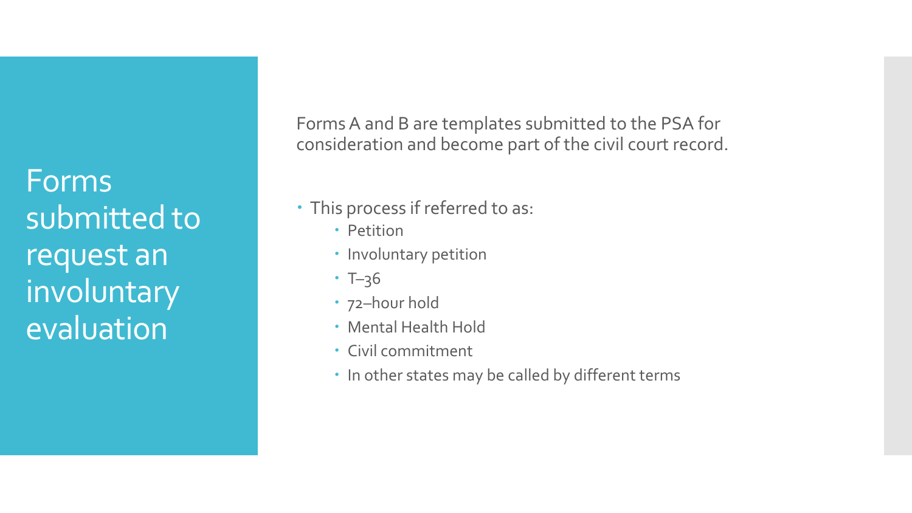# Forms submitted to request an involuntary evaluation

Forms A and B are templates submitted to the PSA for consideration and become part of the civil court record.

- This process if referred to as:
  - Petition
  - Involuntary petition
  - T–36
  - 72–hour hold
  - Mental Health Hold
  - Civil commitment
  - In other states may be called by different terms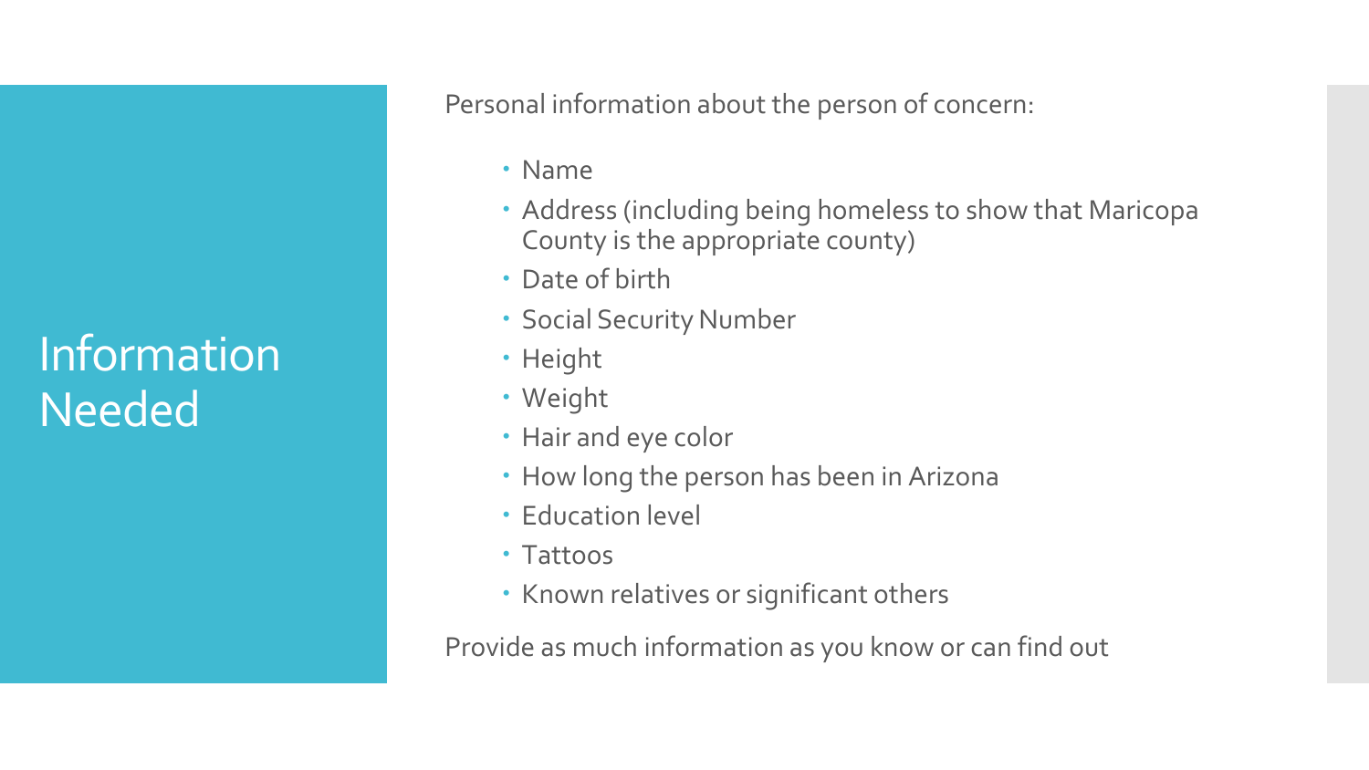# Information Needed

Personal information about the person of concern:

- Name
- Address (including being homeless to show that Maricopa County is the appropriate county)
- Date of birth
- Social Security Number
- Height
- Weight
- Hair and eye color
- How long the person has been in Arizona
- Education level
- Tattoos
- Known relatives or significant others

Provide as much information as you know or can find out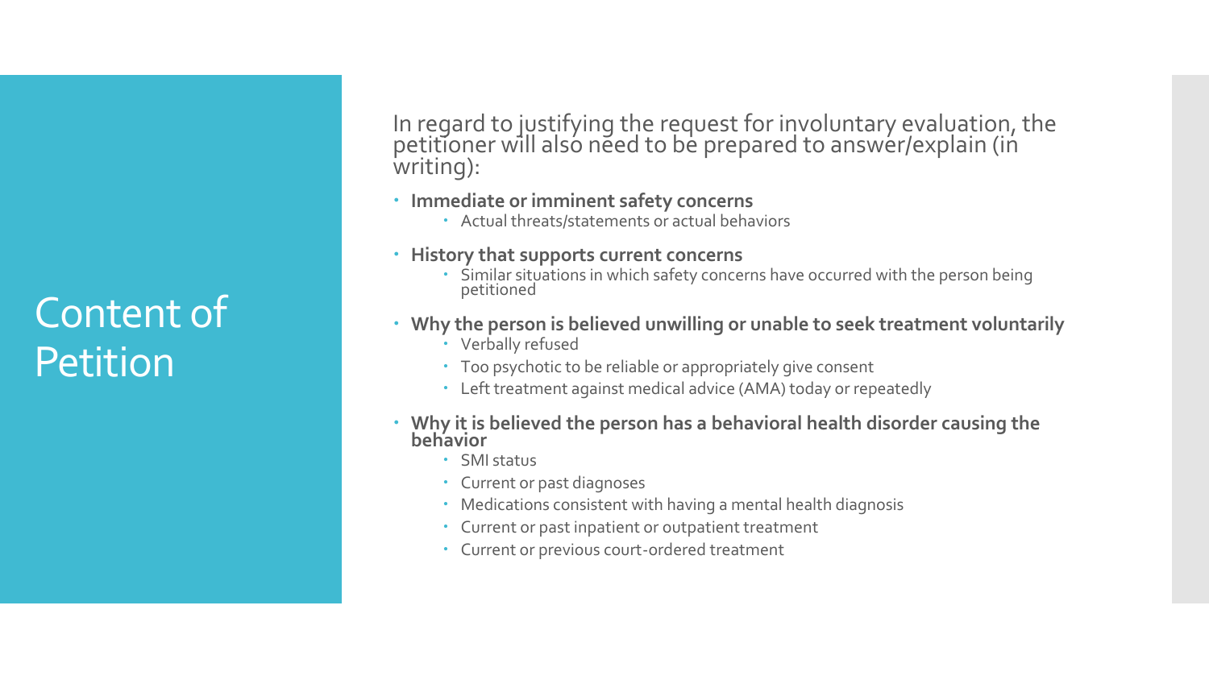# Content of Petition

In regard to justifying the request for involuntary evaluation, the petitioner will also need to be prepared to answer/explain (in writing):

- **Immediate or imminent safety concerns**
  - Actual threats/statements or actual behaviors
- **History that supports current concerns**
  - Similar situations in which safety concerns have occurred with the person being petitioned
- **Why the person is believed unwilling or unable to seek treatment voluntarily**
  - Verbally refused
  - Too psychotic to be reliable or appropriately give consent
  - Left treatment against medical advice (AMA) today or repeatedly
- **Why it is believed the person has a behavioral health disorder causing the behavior**
  - SMI status
  - Current or past diagnoses
  - Medications consistent with having a mental health diagnosis
  - Current or past inpatient or outpatient treatment
  - Current or previous court-ordered treatment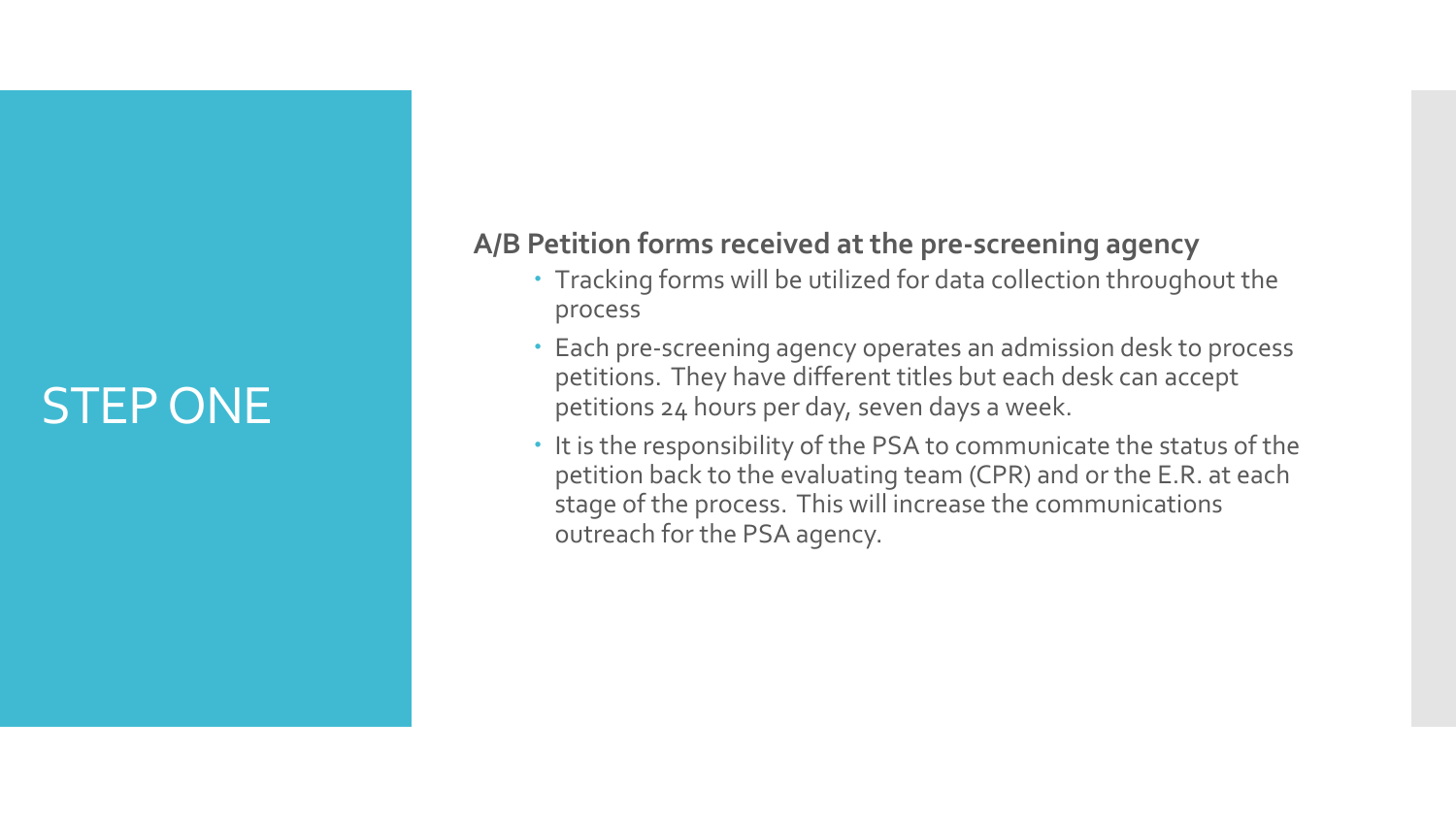# STEP ONE

**A/B Petition forms received at the pre-screening agency**

- Tracking forms will be utilized for data collection throughout the process
- Each pre-screening agency operates an admission desk to process petitions. They have different titles but each desk can accept petitions 24 hours per day, seven days a week.
- It is the responsibility of the PSA to communicate the status of the petition back to the evaluating team (CPR) and or the E.R. at each stage of the process. This will increase the communications outreach for the PSA agency.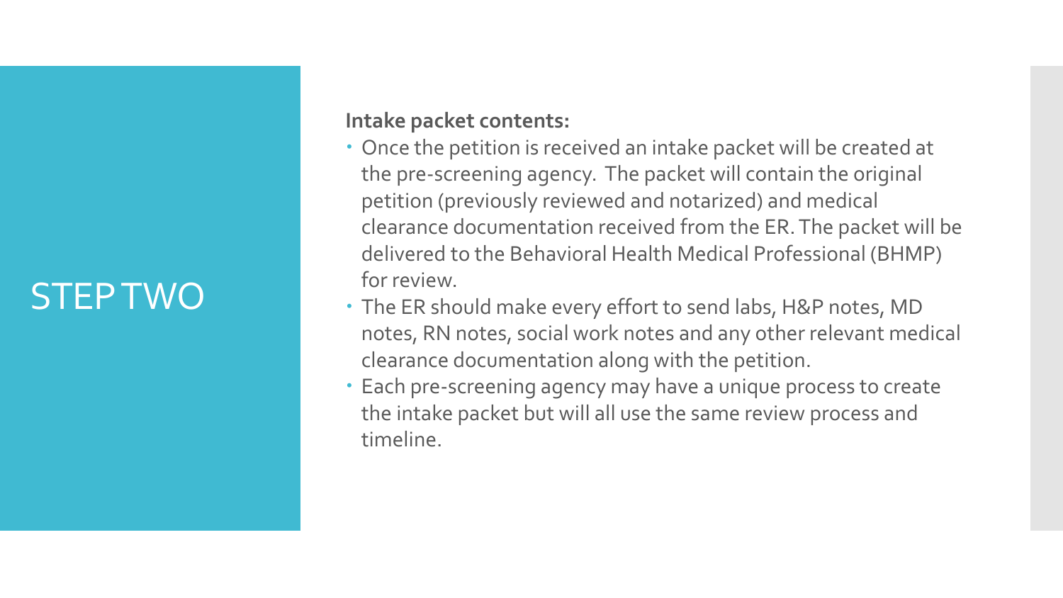# STEP TWO

**Intake packet contents:**

- Once the petition is received an intake packet will be created at the pre-screening agency. The packet will contain the original petition (previously reviewed and notarized) and medical clearance documentation received from the ER. The packet will be delivered to the Behavioral Health Medical Professional (BHMP) for review.
- The ER should make every effort to send labs, H&P notes, MD notes, RN notes, social work notes and any other relevant medical clearance documentation along with the petition.
- Each pre-screening agency may have a unique process to create the intake packet but will all use the same review process and timeline.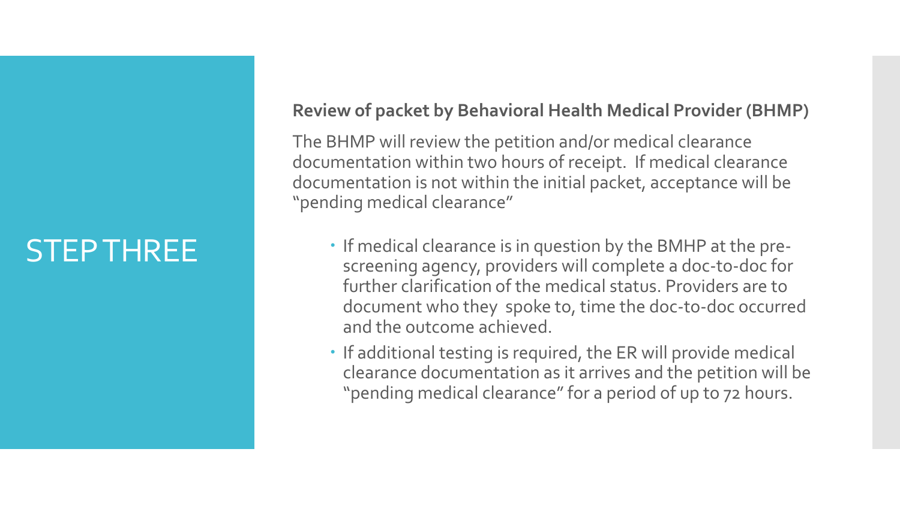# STEP THREE

**Review of packet by Behavioral Health Medical Provider (BHMP)**

The BHMP will review the petition and/or medical clearance documentation within two hours of receipt. If medical clearance documentation is not within the initial packet, acceptance will be "pending medical clearance"

- If medical clearance is in question by the BMHP at the pre-screening agency, providers will complete a doc-to-doc for further clarification of the medical status. Providers are to document who they spoke to, time the doc-to-doc occurred and the outcome achieved.
- If additional testing is required, the ER will provide medical clearance documentation as it arrives and the petition will be "pending medical clearance" for a period of up to 72 hours.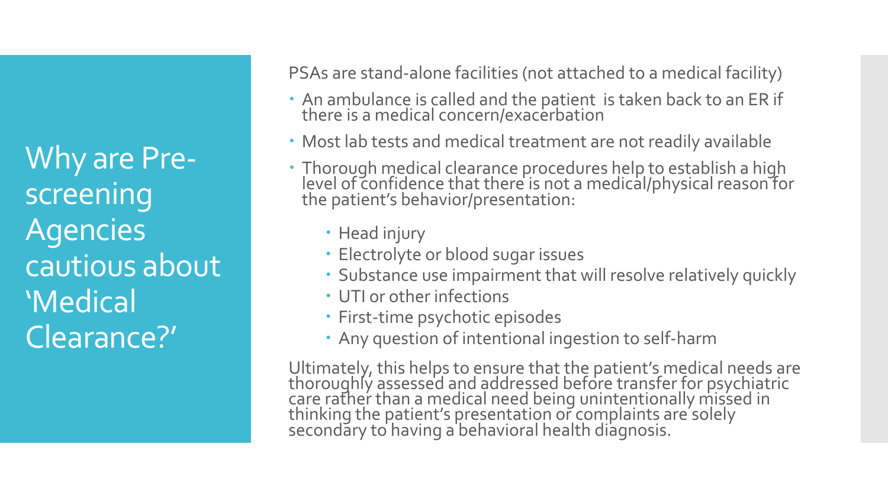# Why are Pre-screening Agencies cautious about 'Medical Clearance?'

PSAs are stand-alone facilities (not attached to a medical facility)

- An ambulance is called and the patient is taken back to an ER if there is a medical concern/exacerbation
- Most lab tests and medical treatment are not readily available
- Thorough medical clearance procedures help to establish a high level of confidence that there is not a medical/physical reason for the patient's behavior/presentation:
  - Head injury
  - Electrolyte or blood sugar issues
  - Substance use impairment that will resolve relatively quickly
  - UTI or other infections
  - First-time psychotic episodes
  - Any question of intentional ingestion to self-harm

Ultimately, this helps to ensure that the patient's medical needs are thoroughly assessed and addressed before transfer for psychiatric care rather than a medical need being unintentionally missed in thinking the patient's presentation or complaints are solely secondary to having a behavioral health diagnosis.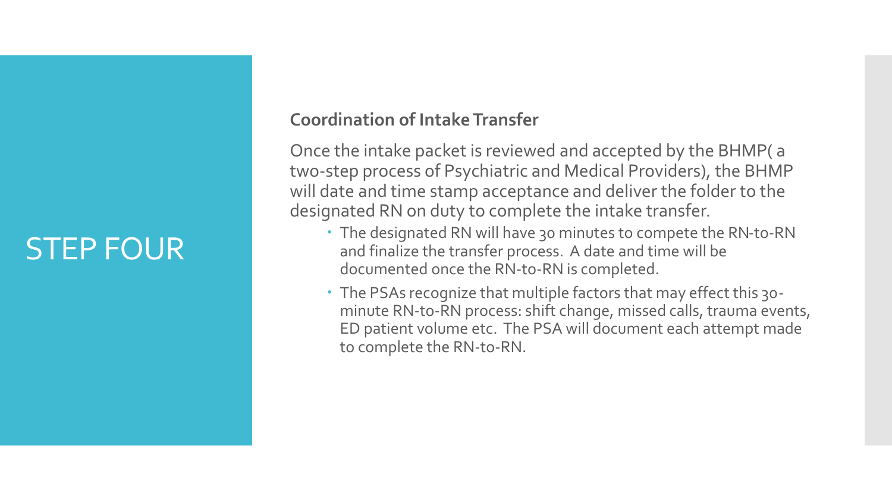# STEP FOUR

**Coordination of Intake Transfer**

Once the intake packet is reviewed and accepted by the BHMP( a two-step process of Psychiatric and Medical Providers), the BHMP will date and time stamp acceptance and deliver the folder to the designated RN on duty to complete the intake transfer.

- The designated RN will have 30 minutes to compete the RN-to-RN and finalize the transfer process. A date and time will be documented once the RN-to-RN is completed.
- The PSAs recognize that multiple factors that may effect this 30-minute RN-to-RN process: shift change, missed calls, trauma events, ED patient volume etc. The PSA will document each attempt made to complete the RN-to-RN.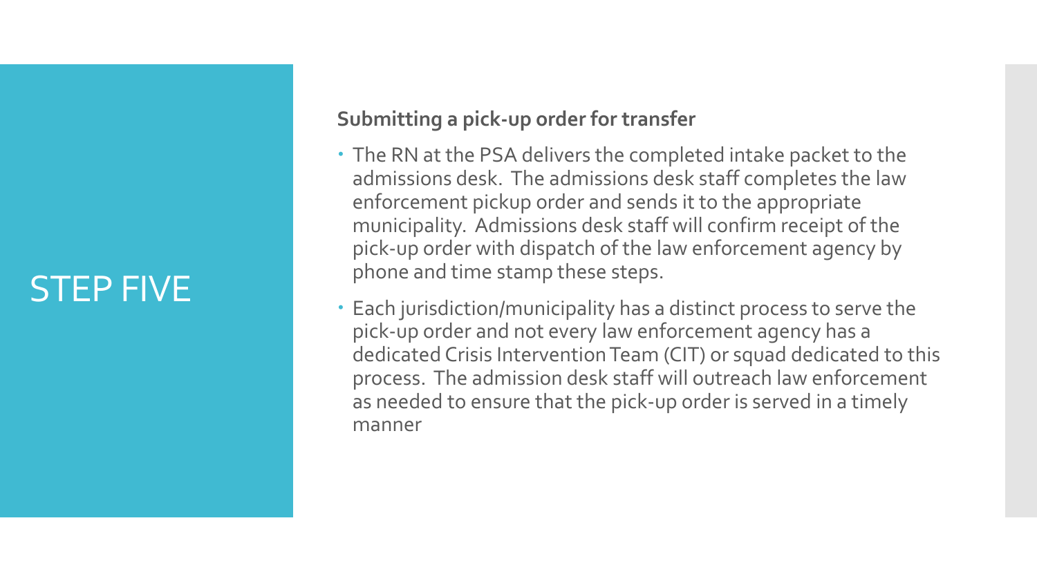# STEP FIVE

**Submitting a pick-up order for transfer**

- The RN at the PSA delivers the completed intake packet to the admissions desk. The admissions desk staff completes the law enforcement pickup order and sends it to the appropriate municipality. Admissions desk staff will confirm receipt of the pick-up order with dispatch of the law enforcement agency by phone and time stamp these steps.
- Each jurisdiction/municipality has a distinct process to serve the pick-up order and not every law enforcement agency has a dedicated Crisis Intervention Team (CIT) or squad dedicated to this process. The admission desk staff will outreach law enforcement as needed to ensure that the pick-up order is served in a timely manner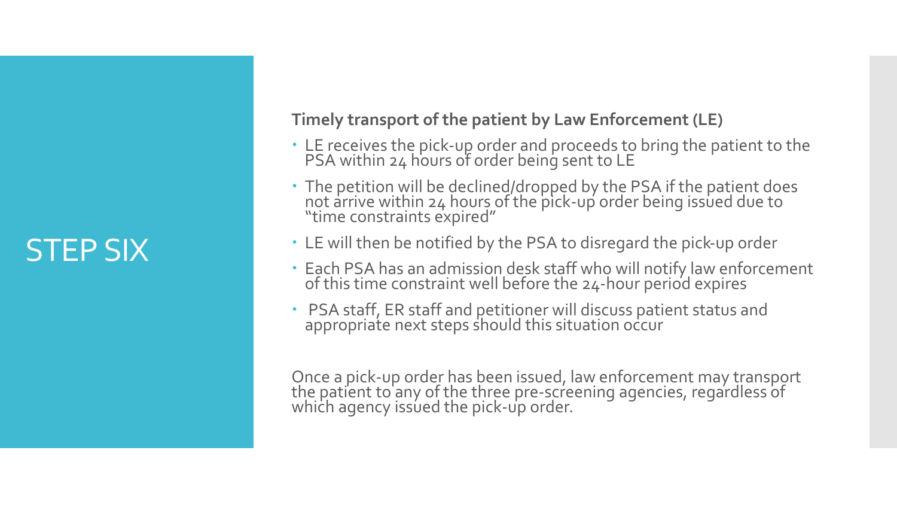# STEP SIX

**Timely transport of the patient by Law Enforcement (LE)**

- LE receives the pick-up order and proceeds to bring the patient to the PSA within 24 hours of order being sent to LE
- The petition will be declined/dropped by the PSA if the patient does not arrive within 24 hours of the pick-up order being issued due to "time constraints expired"
- LE will then be notified by the PSA to disregard the pick-up order
- Each PSA has an admission desk staff who will notify law enforcement of this time constraint well before the 24-hour period expires
- PSA staff, ER staff and petitioner will discuss patient status and appropriate next steps should this situation occur

Once a pick-up order has been issued, law enforcement may transport the patient to any of the three pre-screening agencies, regardless of which agency issued the pick-up order.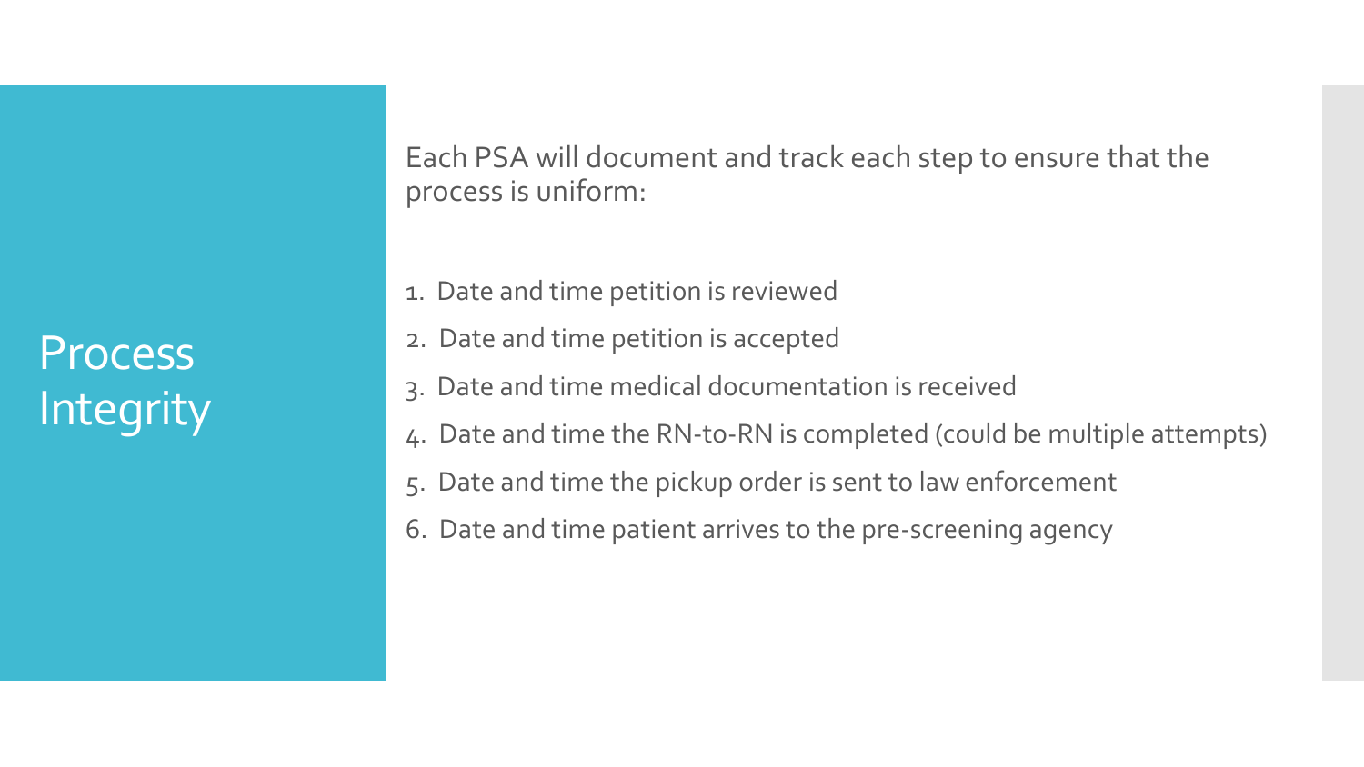# Process Integrity

Each PSA will document and track each step to ensure that the process is uniform:

1. Date and time petition is reviewed
2. Date and time petition is accepted
3. Date and time medical documentation is received
4. Date and time the RN-to-RN is completed (could be multiple attempts)
5. Date and time the pickup order is sent to law enforcement
6. Date and time patient arrives to the pre-screening agency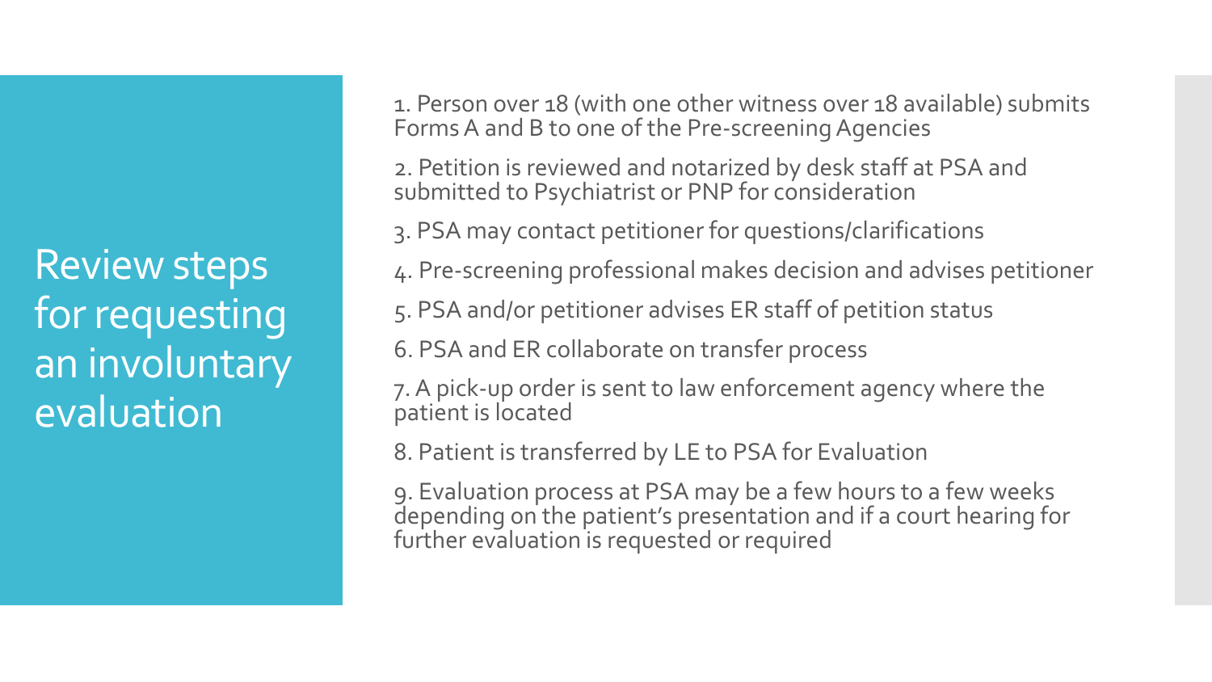# Review steps for requesting an involuntary evaluation

1. Person over 18 (with one other witness over 18 available) submits Forms A and B to one of the Pre-screening Agencies
2. Petition is reviewed and notarized by desk staff at PSA and submitted to Psychiatrist or PNP for consideration
3. PSA may contact petitioner for questions/clarifications
4. Pre-screening professional makes decision and advises petitioner
5. PSA and/or petitioner advises ER staff of petition status
6. PSA and ER collaborate on transfer process
7. A pick-up order is sent to law enforcement agency where the patient is located
8. Patient is transferred by LE to PSA for Evaluation
9. Evaluation process at PSA may be a few hours to a few weeks depending on the patient's presentation and if a court hearing for further evaluation is requested or required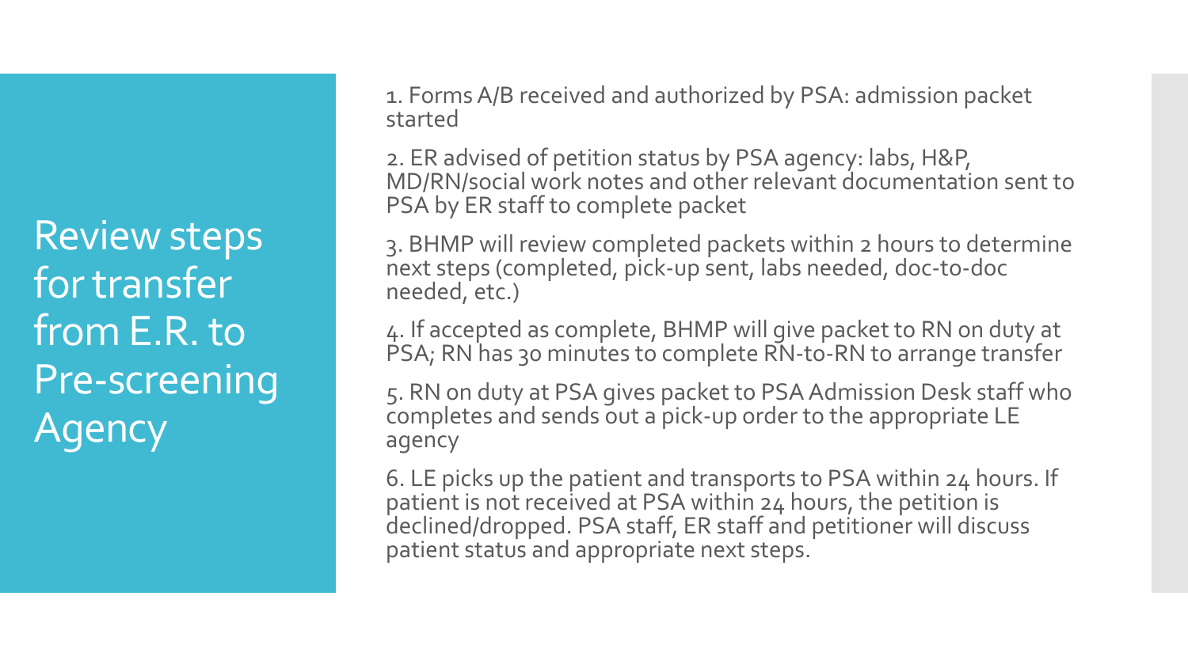# Review steps for transfer from E.R. to Pre-screening Agency

1. Forms A/B received and authorized by PSA: admission packet started

2. ER advised of petition status by PSA agency: labs, H&P, MD/RN/social work notes and other relevant documentation sent to PSA by ER staff to complete packet

3. BHMP will review completed packets within 2 hours to determine next steps (completed, pick-up sent, labs needed, doc-to-doc needed, etc.)

4. If accepted as complete, BHMP will give packet to RN on duty at PSA; RN has 30 minutes to complete RN-to-RN to arrange transfer

5. RN on duty at PSA gives packet to PSA Admission Desk staff who completes and sends out a pick-up order to the appropriate LE agency

6. LE picks up the patient and transports to PSA within 24 hours. If patient is not received at PSA within 24 hours, the petition is declined/dropped. PSA staff, ER staff and petitioner will discuss patient status and appropriate next steps.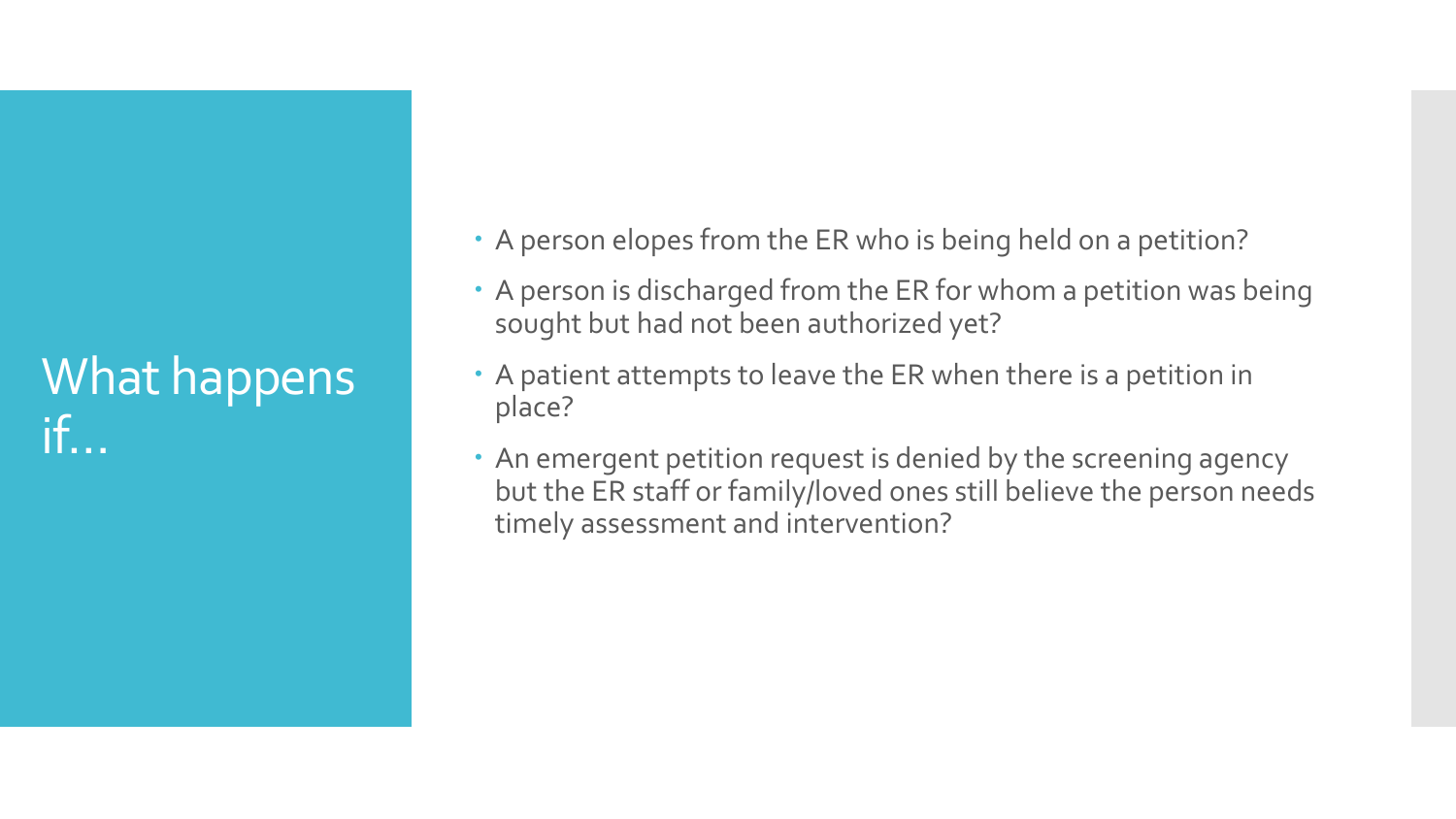# What happens if…

- A person elopes from the ER who is being held on a petition?
- A person is discharged from the ER for whom a petition was being sought but had not been authorized yet?
- A patient attempts to leave the ER when there is a petition in place?
- An emergent petition request is denied by the screening agency but the ER staff or family/loved ones still believe the person needs timely assessment and intervention?